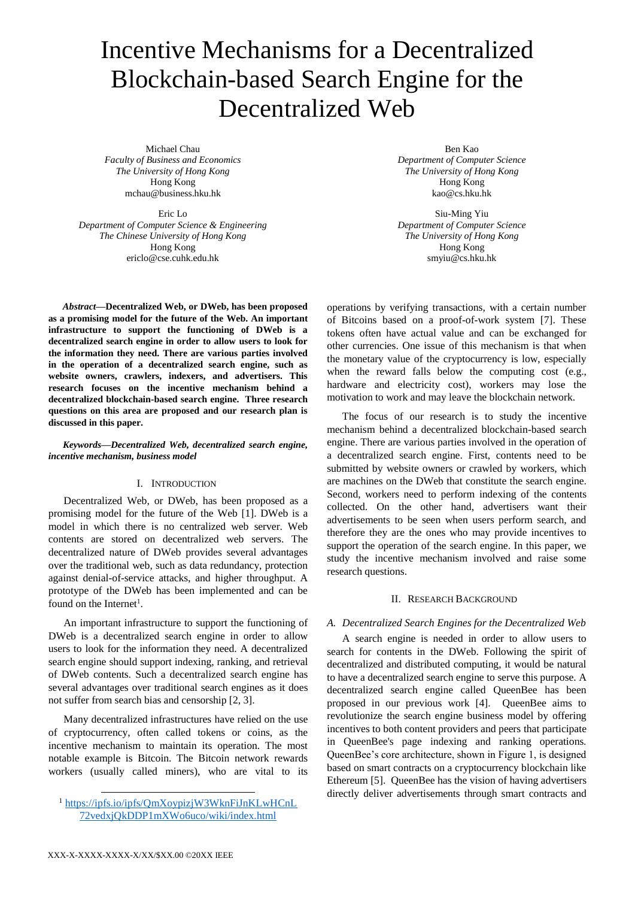# Incentive Mechanisms for a Decentralized Blockchain-based Search Engine for the Decentralized Web

Michael Chau
*Faculty of Business and Economics*
*The University of Hong Kong*
Hong Kong
mchau@business.hku.hk

Ben Kao
*Department of Computer Science*
*The University of Hong Kong*
Hong Kong
kao@cs.hku.hk

Eric Lo
*Department of Computer Science & Engineering*
*The Chinese University of Hong Kong*
Hong Kong
ericlo@cse.cuhk.edu.hk

Siu-Ming Yiu
*Department of Computer Science*
*The University of Hong Kong*
Hong Kong
smyiu@cs.hku.hk

***Abstract*—Decentralized Web, or DWeb, has been proposed as a promising model for the future of the Web. An important infrastructure to support the functioning of DWeb is a decentralized search engine in order to allow users to look for the information they need. There are various parties involved in the operation of a decentralized search engine, such as website owners, crawlers, indexers, and advertisers. This research focuses on the incentive mechanism behind a decentralized blockchain-based search engine. Three research questions on this area are proposed and our research plan is discussed in this paper.**

***Keywords—Decentralized Web, decentralized search engine, incentive mechanism, business model***

## I. Introduction

Decentralized Web, or DWeb, has been proposed as a promising model for the future of the Web [1]. DWeb is a model in which there is no centralized web server. Web contents are stored on decentralized web servers. The decentralized nature of DWeb provides several advantages over the traditional web, such as data redundancy, protection against denial-of-service attacks, and higher throughput. A prototype of the DWeb has been implemented and can be found on the Internet[1].

An important infrastructure to support the functioning of DWeb is a decentralized search engine in order to allow users to look for the information they need. A decentralized search engine should support indexing, ranking, and retrieval of DWeb contents. Such a decentralized search engine has several advantages over traditional search engines as it does not suffer from search bias and censorship [2, 3].

Many decentralized infrastructures have relied on the use of cryptocurrency, often called tokens or coins, as the incentive mechanism to maintain its operation. The most notable example is Bitcoin. The Bitcoin network rewards workers (usually called miners), who are vital to its operations by verifying transactions, with a certain number of Bitcoins based on a proof-of-work system [7]. These tokens often have actual value and can be exchanged for other currencies. One issue of this mechanism is that when the monetary value of the cryptocurrency is low, especially when the reward falls below the computing cost (e.g., hardware and electricity cost), workers may lose the motivation to work and may leave the blockchain network.

The focus of our research is to study the incentive mechanism behind a decentralized blockchain-based search engine. There are various parties involved in the operation of a decentralized search engine. First, contents need to be submitted by website owners or crawled by workers, which are machines on the DWeb that constitute the search engine. Second, workers need to perform indexing of the contents collected. On the other hand, advertisers want their advertisements to be seen when users perform search, and therefore they are the ones who may provide incentives to support the operation of the search engine. In this paper, we study the incentive mechanism involved and raise some research questions.

## II. Research Background

### *A. Decentralized Search Engines for the Decentralized Web*

A search engine is needed in order to allow users to search for contents in the DWeb. Following the spirit of decentralized and distributed computing, it would be natural to have a decentralized search engine to serve this purpose. A decentralized search engine called QueenBee has been proposed in our previous work [4]. QueenBee aims to revolutionize the search engine business model by offering incentives to both content providers and peers that participate in QueenBee's page indexing and ranking operations. QueenBee's core architecture, shown in Figure 1, is designed based on smart contracts on a cryptocurrency blockchain like Ethereum [5]. QueenBee has the vision of having advertisers directly deliver advertisements through smart contracts and

[1] https://ipfs.io/ipfs/QmXoypizjW3WknFiJnKLwHCnL72vedxjQkDDP1mXWo6uco/wiki/index.html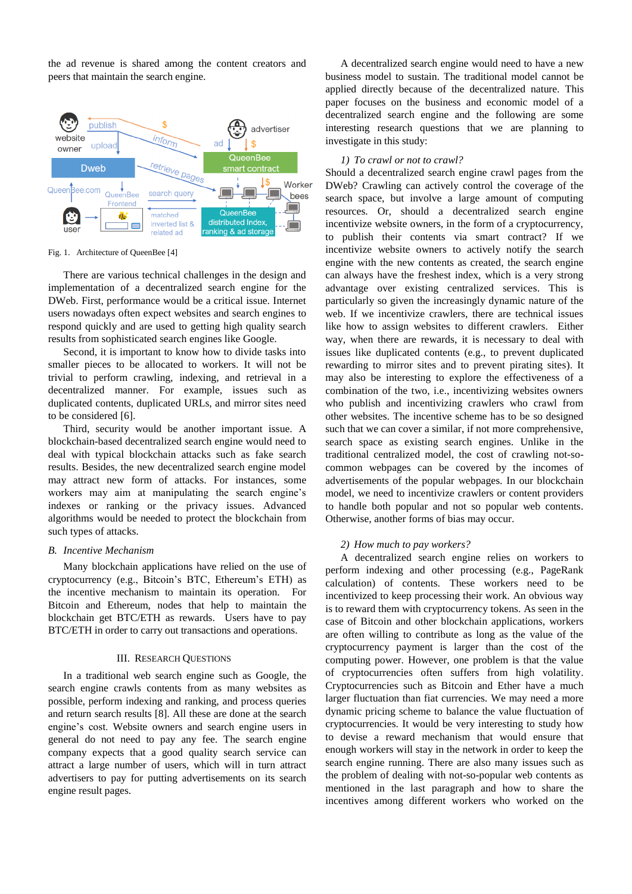the ad revenue is shared among the content creators and peers that maintain the search engine.

Fig. 1. Architecture of QueenBee [4]

There are various technical challenges in the design and implementation of a decentralized search engine for the DWeb. First, performance would be a critical issue. Internet users nowadays often expect websites and search engines to respond quickly and are used to getting high quality search results from sophisticated search engines like Google.

Second, it is important to know how to divide tasks into smaller pieces to be allocated to workers. It will not be trivial to perform crawling, indexing, and retrieval in a decentralized manner. For example, issues such as duplicated contents, duplicated URLs, and mirror sites need to be considered [6].

Third, security would be another important issue. A blockchain-based decentralized search engine would need to deal with typical blockchain attacks such as fake search results. Besides, the new decentralized search engine model may attract new form of attacks. For instances, some workers may aim at manipulating the search engine's indexes or ranking or the privacy issues. Advanced algorithms would be needed to protect the blockchain from such types of attacks.

### B. *Incentive Mechanism*

Many blockchain applications have relied on the use of cryptocurrency (e.g., Bitcoin's BTC, Ethereum's ETH) as the incentive mechanism to maintain its operation. For Bitcoin and Ethereum, nodes that help to maintain the blockchain get BTC/ETH as rewards. Users have to pay BTC/ETH in order to carry out transactions and operations.

## III. Research Questions

In a traditional web search engine such as Google, the search engine crawls contents from as many websites as possible, perform indexing and ranking, and process queries and return search results [8]. All these are done at the search engine's cost. Website owners and search engine users in general do not need to pay any fee. The search engine company expects that a good quality search service can attract a large number of users, which will in turn attract advertisers to pay for putting advertisements on its search engine result pages.

A decentralized search engine would need to have a new business model to sustain. The traditional model cannot be applied directly because of the decentralized nature. This paper focuses on the business and economic model of a decentralized search engine and the following are some interesting research questions that we are planning to investigate in this study:

*1) To crawl or not to crawl?*
Should a decentralized search engine crawl pages from the DWeb? Crawling can actively control the coverage of the search space, but involve a large amount of computing resources. Or, should a decentralized search engine incentivize website owners, in the form of a cryptocurrency, to publish their contents via smart contract? If we incentivize website owners to actively notify the search engine with the new contents as created, the search engine can always have the freshest index, which is a very strong advantage over existing centralized services. This is particularly so given the increasingly dynamic nature of the web. If we incentivize crawlers, there are technical issues like how to assign websites to different crawlers. Either way, when there are rewards, it is necessary to deal with issues like duplicated contents (e.g., to prevent duplicated rewarding to mirror sites and to prevent pirating sites). It may also be interesting to explore the effectiveness of a combination of the two, i.e., incentivizing websites owners who publish and incentivizing crawlers who crawl from other websites. The incentive scheme has to be so designed such that we can cover a similar, if not more comprehensive, search space as existing search engines. Unlike in the traditional centralized model, the cost of crawling not-so-common webpages can be covered by the incomes of advertisements of the popular webpages. In our blockchain model, we need to incentivize crawlers or content providers to handle both popular and not so popular web contents. Otherwise, another forms of bias may occur.

*2) How much to pay workers?*
A decentralized search engine relies on workers to perform indexing and other processing (e.g., PageRank calculation) of contents. These workers need to be incentivized to keep processing their work. An obvious way is to reward them with cryptocurrency tokens. As seen in the case of Bitcoin and other blockchain applications, workers are often willing to contribute as long as the value of the cryptocurrency payment is larger than the cost of the computing power. However, one problem is that the value of cryptocurrencies often suffers from high volatility. Cryptocurrencies such as Bitcoin and Ether have a much larger fluctuation than fiat currencies. We may need a more dynamic pricing scheme to balance the value fluctuation of cryptocurrencies. It would be very interesting to study how to devise a reward mechanism that would ensure that enough workers will stay in the network in order to keep the search engine running. There are also many issues such as the problem of dealing with not-so-popular web contents as mentioned in the last paragraph and how to share the incentives among different workers who worked on the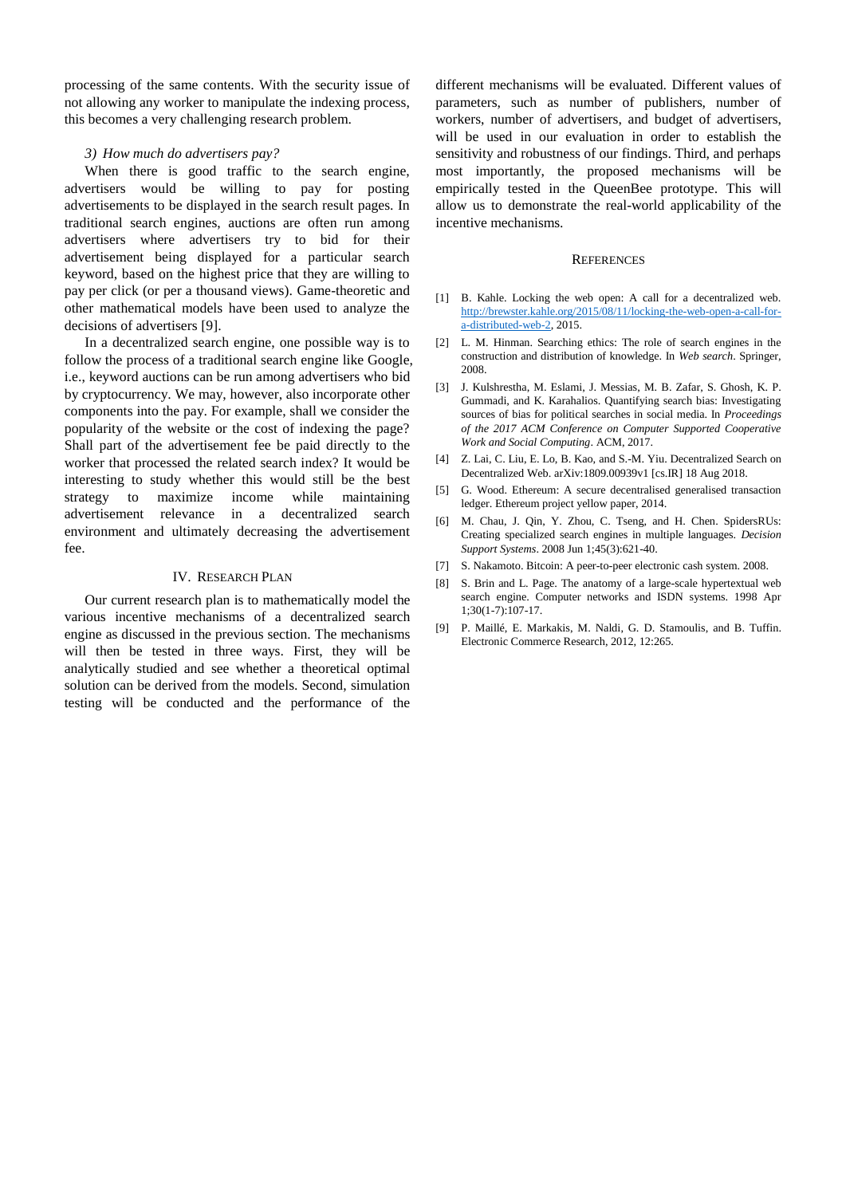processing of the same contents. With the security issue of not allowing any worker to manipulate the indexing process, this becomes a very challenging research problem.

### *3) How much do advertisers pay?*

When there is good traffic to the search engine, advertisers would be willing to pay for posting advertisements to be displayed in the search result pages. In traditional search engines, auctions are often run among advertisers where advertisers try to bid for their advertisement being displayed for a particular search keyword, based on the highest price that they are willing to pay per click (or per a thousand views). Game-theoretic and other mathematical models have been used to analyze the decisions of advertisers [9].

In a decentralized search engine, one possible way is to follow the process of a traditional search engine like Google, i.e., keyword auctions can be run among advertisers who bid by cryptocurrency. We may, however, also incorporate other components into the pay. For example, shall we consider the popularity of the website or the cost of indexing the page? Shall part of the advertisement fee be paid directly to the worker that processed the related search index? It would be interesting to study whether this would still be the best strategy to maximize income while maintaining advertisement relevance in a decentralized search environment and ultimately decreasing the advertisement fee.

## IV. Research Plan

Our current research plan is to mathematically model the various incentive mechanisms of a decentralized search engine as discussed in the previous section. The mechanisms will then be tested in three ways. First, they will be analytically studied and see whether a theoretical optimal solution can be derived from the models. Second, simulation testing will be conducted and the performance of the different mechanisms will be evaluated. Different values of parameters, such as number of publishers, number of workers, number of advertisers, and budget of advertisers, will be used in our evaluation in order to establish the sensitivity and robustness of our findings. Third, and perhaps most importantly, the proposed mechanisms will be empirically tested in the QueenBee prototype. This will allow us to demonstrate the real-world applicability of the incentive mechanisms.

## References

[1] B. Kahle. Locking the web open: A call for a decentralized web. http://brewster.kahle.org/2015/08/11/locking-the-web-open-a-call-for-a-distributed-web-2, 2015.

[2] L. M. Hinman. Searching ethics: The role of search engines in the construction and distribution of knowledge. In *Web search*. Springer, 2008.

[3] J. Kulshrestha, M. Eslami, J. Messias, M. B. Zafar, S. Ghosh, K. P. Gummadi, and K. Karahalios. Quantifying search bias: Investigating sources of bias for political searches in social media. In *Proceedings of the 2017 ACM Conference on Computer Supported Cooperative Work and Social Computing*. ACM, 2017.

[4] Z. Lai, C. Liu, E. Lo, B. Kao, and S.-M. Yiu. Decentralized Search on Decentralized Web. arXiv:1809.00939v1 [cs.IR] 18 Aug 2018.

[5] G. Wood. Ethereum: A secure decentralised generalised transaction ledger. Ethereum project yellow paper, 2014.

[6] M. Chau, J. Qin, Y. Zhou, C. Tseng, and H. Chen. SpidersRUs: Creating specialized search engines in multiple languages. *Decision Support Systems*. 2008 Jun 1;45(3):621-40.

[7] S. Nakamoto. Bitcoin: A peer-to-peer electronic cash system. 2008.

[8] S. Brin and L. Page. The anatomy of a large-scale hypertextual web search engine. Computer networks and ISDN systems. 1998 Apr 1;30(1-7):107-17.

[9] P. Maillé, E. Markakis, M. Naldi, G. D. Stamoulis, and B. Tuffin. Electronic Commerce Research, 2012, 12:265.